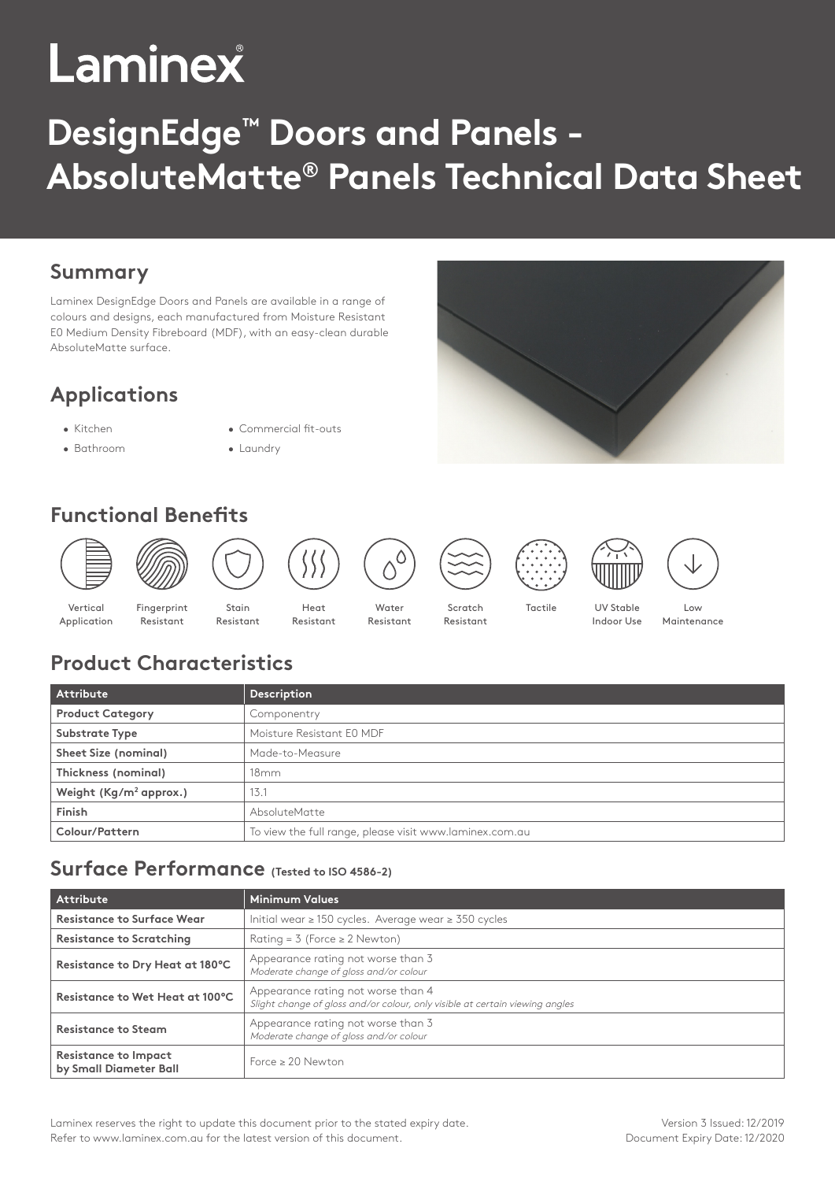# Laminex

# DesignEdge™ Doors and Panels - AbsoluteMatte® Panels Technical Data Sheet

## Summary

Laminex DesignEdge Doors and Panels are available in a range of colours and designs, each manufactured from Moisture Resistant E0 Medium Density Fibreboard (MDF), with an easy-clean durable AbsoluteMatte surface.

## Applications

- Kitchen
- Bathroom
- Commercial fit-outs
- Laundry

## Functional Benefits

- Vertical Application
- Fingerprint Resistant
- Stain Resistant
- Heat Resistant
- Water Resistant
- Scratch Resistant
- Tactile
- UV Stable Indoor Use
- Low Maintenance

## Product Characteristics

| Attribute | Description |
| --- | --- |
| **Product Category** | Componentry |
| **Substrate Type** | Moisture Resistant E0 MDF |
| **Sheet Size (nominal)** | Made-to-Measure |
| **Thickness (nominal)** | 18mm |
| **Weight (Kg/m² approx.)** | 13.1 |
| **Finish** | AbsoluteMatte |
| **Colour/Pattern** | To view the full range, please visit www.laminex.com.au |

## Surface Performance (Tested to ISO 4586-2)

| Attribute | Minimum Values |
| --- | --- |
| **Resistance to Surface Wear** | Initial wear ≥ 150 cycles. Average wear ≥ 350 cycles |
| **Resistance to Scratching** | Rating = 3 (Force ≥ 2 Newton) |
| **Resistance to Dry Heat at 180°C** | Appearance rating not worse than 3 *Moderate change of gloss and/or colour* |
| **Resistance to Wet Heat at 100°C** | Appearance rating not worse than 4 *Slight change of gloss and/or colour, only visible at certain viewing angles* |
| **Resistance to Steam** | Appearance rating not worse than 3 *Moderate change of gloss and/or colour* |
| **Resistance to Impact by Small Diameter Ball** | Force ≥ 20 Newton |

Laminex reserves the right to update this document prior to the stated expiry date. Refer to www.laminex.com.au for the latest version of this document.

Version 3 Issued: 12/2019
Document Expiry Date: 12/2020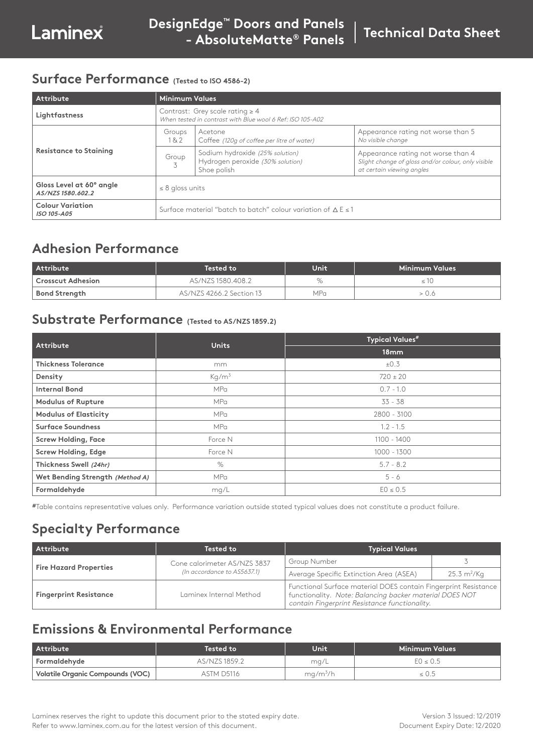# Laminex

## DesignEdge™ Doors and Panels - AbsoluteMatte® Panels | Technical Data Sheet

## Surface Performance (Tested to ISO 4586-2)

| Attribute | Minimum Values | | | |
|---|---|---|---|---|
| **Lightfastness** | Contrast: Grey scale rating ≥ 4<br>*When tested in contrast with Blue wool 6 Ref: ISO 105-A02* | | | |
| **Resistance to Staining** | Groups 1 & 2 | Acetone<br>Coffee *(120g of coffee per litre of water)* | Appearance rating not worse than 5<br>*No visible change* | |
| | Group 3 | Sodium hydroxide *(25% solution)*<br>Hydrogen peroxide *(30% solution)*<br>Shoe polish | Appearance rating not worse than 4<br>*Slight change of gloss and/or colour, only visible at certain viewing angles* | |
| **Gloss Level at 60° angle**<br>***AS/NZS 1580.602.2*** | ≤ 8 gloss units | | | |
| **Colour Variation**<br>***ISO 105-A05*** | Surface material "batch to batch" colour variation of $\Delta E \leq 1$ | | | |

## Adhesion Performance

| Attribute | Tested to | Unit | Minimum Values |
|---|---|---|---|
| **Crosscut Adhesion** | AS/NZS 1580.408.2 | % | ≤ 10 |
| **Bond Strength** | AS/NZS 4266.2 Section 13 | MPa | > 0.6 |

## Substrate Performance (Tested to AS/NZS 1859.2)

| Attribute | Units | Typical Values# |
|---|---|---|
| | | 18mm |
| **Thickness Tolerance** | mm | ±0.3 |
| **Density** | $Kg/m^3$ | 720 ± 20 |
| **Internal Bond** | MPa | 0.7 - 1.0 |
| **Modulus of Rupture** | MPa | 33 - 38 |
| **Modulus of Elasticity** | MPa | 2800 - 3100 |
| **Surface Soundness** | MPa | 1.2 - 1.5 |
| **Screw Holding, Face** | Force N | 1100 - 1400 |
| **Screw Holding, Edge** | Force N | 1000 - 1300 |
| **Thickness Swell *(24hr)*** | % | 5.7 - 8.2 |
| **Wet Bending Strength *(Method A)*** | MPa | 5 - 6 |
| **Formaldehyde** | mg/L | E0 ≤ 0.5 |

#Table contains representative values only. Performance variation outside stated typical values does not constitute a product failure.

## Specialty Performance

| Attribute | Tested to | Typical Values | |
|---|---|---|---|
| **Fire Hazard Properties** | Cone calorimeter AS/NZS 3837<br>*(In accordance to AS5637.1)* | Group Number | 3 |
| | | Average Specific Extinction Area (ASEA) | 25.3 $m^2$/Kg |
| **Fingerprint Resistance** | Laminex Internal Method | Functional Surface material DOES contain Fingerprint Resistance functionality. *Note: Balancing backer material DOES NOT contain Fingerprint Resistance functionality.* | |

## Emissions & Environmental Performance

| Attribute | Tested to | Unit | Minimum Values |
|---|---|---|---|
| **Formaldehyde** | AS/NZS 1859.2 | mg/L | E0 ≤ 0.5 |
| **Volatile Organic Compounds (VOC)** | ASTM D5116 | $mg/m^3/h$ | ≤ 0.5 |

Laminex reserves the right to update this document prior to the stated expiry date.
Refer to www.laminex.com.au for the latest version of this document.

Version 3 Issued: 12/2019
Document Expiry Date: 12/2020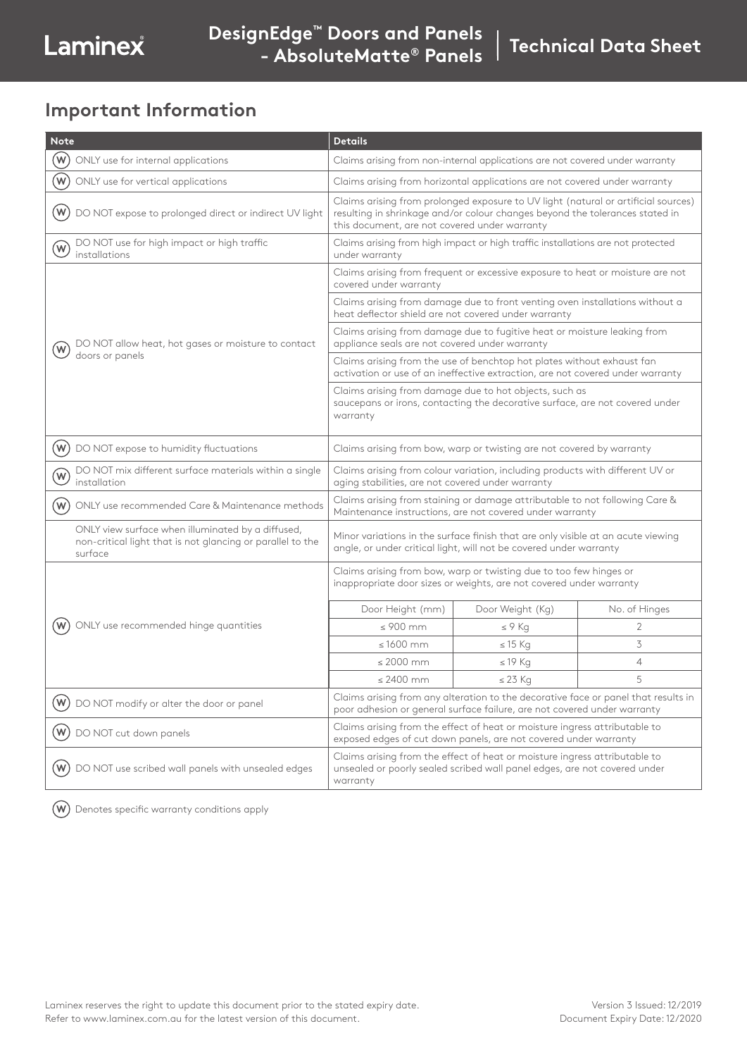## Important Information

| Note | Details | | |
|---|---|---|---|
| (W) ONLY use for internal applications | Claims arising from non-internal applications are not covered under warranty | | |
| (W) ONLY use for vertical applications | Claims arising from horizontal applications are not covered under warranty | | |
| (W) DO NOT expose to prolonged direct or indirect UV light | Claims arising from prolonged exposure to UV light (natural or artificial sources) resulting in shrinkage and/or colour changes beyond the tolerances stated in this document, are not covered under warranty | | |
| (W) DO NOT use for high impact or high traffic installations | Claims arising from high impact or high traffic installations are not protected under warranty | | |
| (W) DO NOT allow heat, hot gases or moisture to contact doors or panels | Claims arising from frequent or excessive exposure to heat or moisture are not covered under warranty | | |
| | Claims arising from damage due to front venting oven installations without a heat deflector shield are not covered under warranty | | |
| | Claims arising from damage due to fugitive heat or moisture leaking from appliance seals are not covered under warranty | | |
| | Claims arising from the use of benchtop hot plates without exhaust fan activation or use of an ineffective extraction, are not covered under warranty | | |
| | Claims arising from damage due to hot objects, such as saucepans or irons, contacting the decorative surface, are not covered under warranty | | |
| (W) DO NOT expose to humidity fluctuations | Claims arising from bow, warp or twisting are not covered by warranty | | |
| (W) DO NOT mix different surface materials within a single installation | Claims arising from colour variation, including products with different UV or aging stabilities, are not covered under warranty | | |
| (W) ONLY use recommended Care & Maintenance methods | Claims arising from staining or damage attributable to not following Care & Maintenance instructions, are not covered under warranty | | |
| ONLY view surface when illuminated by a diffused, non-critical light that is not glancing or parallel to the surface | Minor variations in the surface finish that are only visible at an acute viewing angle, or under critical light, will not be covered under warranty | | |
| (W) ONLY use recommended hinge quantities | Claims arising from bow, warp or twisting due to too few hinges or inappropriate door sizes or weights, are not covered under warranty | | |
| | Door Height (mm) | Door Weight (Kg) | No. of Hinges |
| | ≤ 900 mm | ≤ 9 Kg | 2 |
| | ≤ 1600 mm | ≤ 15 Kg | 3 |
| | ≤ 2000 mm | ≤ 19 Kg | 4 |
| | ≤ 2400 mm | ≤ 23 Kg | 5 |
| (W) DO NOT modify or alter the door or panel | Claims arising from any alteration to the decorative face or panel that results in poor adhesion or general surface failure, are not covered under warranty | | |
| (W) DO NOT cut down panels | Claims arising from the effect of heat or moisture ingress attributable to exposed edges of cut down panels, are not covered under warranty | | |
| (W) DO NOT use scribed wall panels with unsealed edges | Claims arising from the effect of heat or moisture ingress attributable to unsealed or poorly sealed scribed wall panel edges, are not covered under warranty | | |

(W) Denotes specific warranty conditions apply

Laminex reserves the right to update this document prior to the stated expiry date.
Refer to www.laminex.com.au for the latest version of this document.

Version 3 Issued: 12/2019
Document Expiry Date: 12/2020